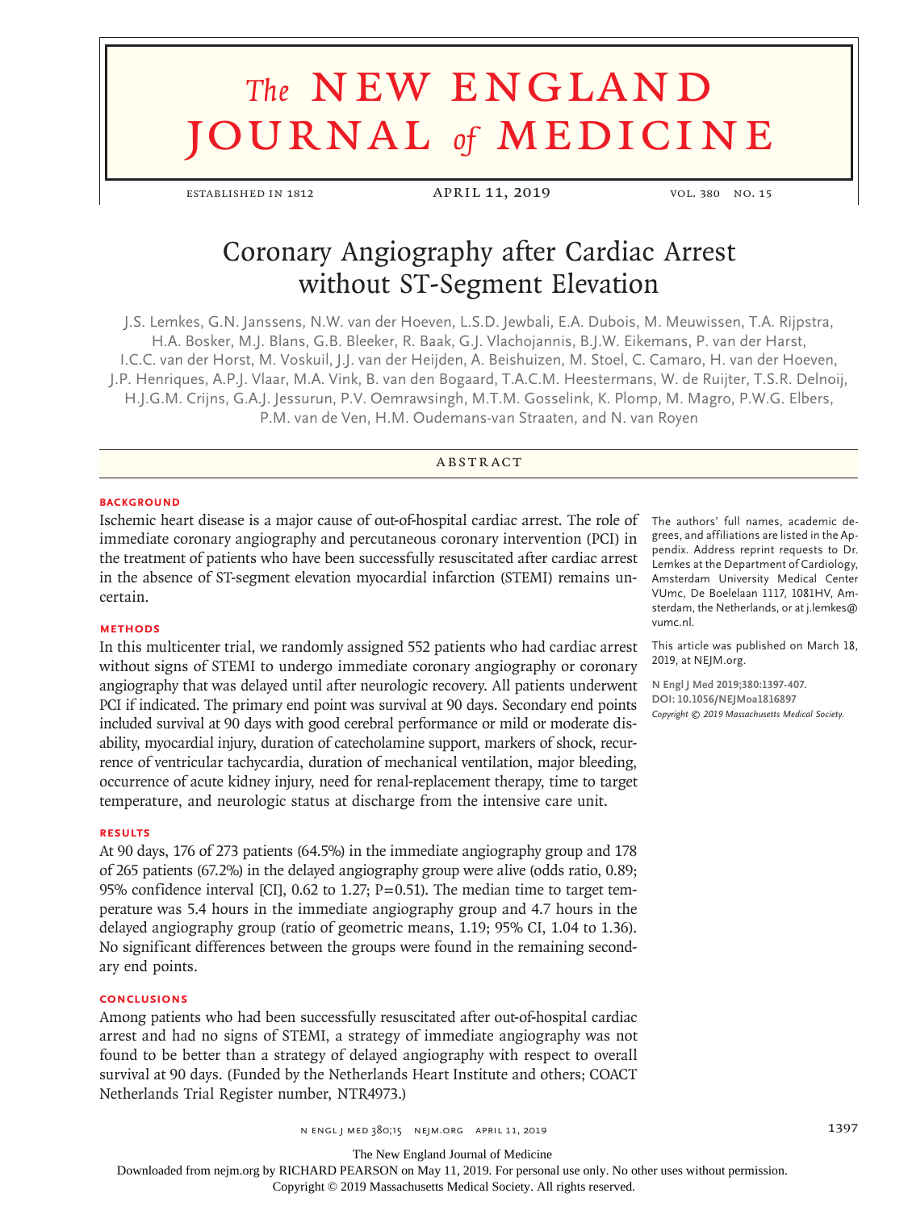# Coronary Angiography after Cardiac Arrest without ST-Segment Elevation

J.S. Lemkes, G.N. Janssens, N.W. van der Hoeven, L.S.D. Jewbali, E.A. Dubois, M. Meuwissen, T.A. Rijpstra, H.A. Bosker, M.J. Blans, G.B. Bleeker, R. Baak, G.J. Vlachojannis, B.J.W. Eikemans, P. van der Harst, I.C.C. van der Horst, M. Voskuil, J.J. van der Heijden, A. Beishuizen, M. Stoel, C. Camaro, H. van der Hoeven, J.P. Henriques, A.P.J. Vlaar, M.A. Vink, B. van den Bogaard, T.A.C.M. Heestermans, W. de Ruijter, T.S.R. Delnoij, H.J.G.M. Crijns, G.A.J. Jessurun, P.V. Oemrawsingh, M.T.M. Gosselink, K. Plomp, M. Magro, P.W.G. Elbers, P.M. van de Ven, H.M. Oudemans-van Straaten, and N. van Royen

## ABSTRACT

### BACKGROUND

Ischemic heart disease is a major cause of out-of-hospital cardiac arrest. The role of immediate coronary angiography and percutaneous coronary intervention (PCI) in the treatment of patients who have been successfully resuscitated after cardiac arrest in the absence of ST-segment elevation myocardial infarction (STEMI) remains uncertain.

### METHODS

In this multicenter trial, we randomly assigned 552 patients who had cardiac arrest without signs of STEMI to undergo immediate coronary angiography or coronary angiography that was delayed until after neurologic recovery. All patients underwent PCI if indicated. The primary end point was survival at 90 days. Secondary end points included survival at 90 days with good cerebral performance or mild or moderate disability, myocardial injury, duration of catecholamine support, markers of shock, recurrence of ventricular tachycardia, duration of mechanical ventilation, major bleeding, occurrence of acute kidney injury, need for renal-replacement therapy, time to target temperature, and neurologic status at discharge from the intensive care unit.

### RESULTS

At 90 days, 176 of 273 patients (64.5%) in the immediate angiography group and 178 of 265 patients (67.2%) in the delayed angiography group were alive (odds ratio, 0.89; 95% confidence interval [CI], 0.62 to 1.27; P=0.51). The median time to target temperature was 5.4 hours in the immediate angiography group and 4.7 hours in the delayed angiography group (ratio of geometric means, 1.19; 95% CI, 1.04 to 1.36). No significant differences between the groups were found in the remaining secondary end points.

### CONCLUSIONS

Among patients who had been successfully resuscitated after out-of-hospital cardiac arrest and had no signs of STEMI, a strategy of immediate angiography was not found to be better than a strategy of delayed angiography with respect to overall survival at 90 days. (Funded by the Netherlands Heart Institute and others; COACT Netherlands Trial Register number, NTR4973.)

The authors' full names, academic degrees, and affiliations are listed in the Appendix. Address reprint requests to Dr. Lemkes at the Department of Cardiology, Amsterdam University Medical Center VUmc, De Boelelaan 1117, 1081HV, Amsterdam, the Netherlands, or at j.lemkes@vumc.nl.

This article was published on March 18, 2019, at NEJM.org.

**N Engl J Med 2019;380:1397-407.**
**DOI: 10.1056/NEJMoa1816897**
*Copyright © 2019 Massachusetts Medical Society.*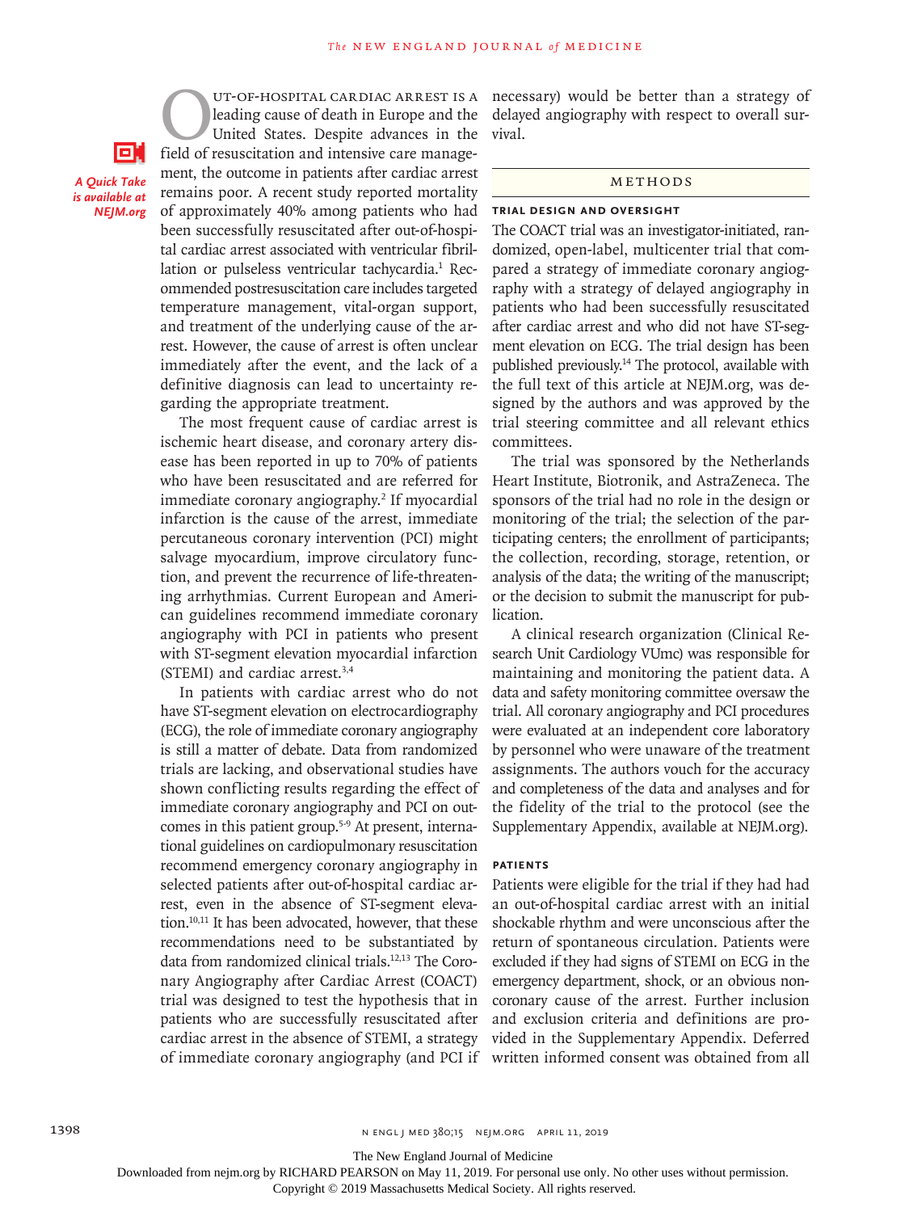A Quick Take is available at NEJM.org

Out-of-hospital cardiac arrest is a leading cause of death in Europe and the United States. Despite advances in the field of resuscitation and intensive care management, the outcome in patients after cardiac arrest remains poor. A recent study reported mortality of approximately 40% among patients who had been successfully resuscitated after out-of-hospital cardiac arrest associated with ventricular fibrillation or pulseless ventricular tachycardia.[1] Recommended postresuscitation care includes targeted temperature management, vital-organ support, and treatment of the underlying cause of the arrest. However, the cause of arrest is often unclear immediately after the event, and the lack of a definitive diagnosis can lead to uncertainty regarding the appropriate treatment.

The most frequent cause of cardiac arrest is ischemic heart disease, and coronary artery disease has been reported in up to 70% of patients who have been resuscitated and are referred for immediate coronary angiography.[2] If myocardial infarction is the cause of the arrest, immediate percutaneous coronary intervention (PCI) might salvage myocardium, improve circulatory function, and prevent the recurrence of life-threatening arrhythmias. Current European and American guidelines recommend immediate coronary angiography with PCI in patients who present with ST-segment elevation myocardial infarction (STEMI) and cardiac arrest.[3,4]

In patients with cardiac arrest who do not have ST-segment elevation on electrocardiography (ECG), the role of immediate coronary angiography is still a matter of debate. Data from randomized trials are lacking, and observational studies have shown conflicting results regarding the effect of immediate coronary angiography and PCI on outcomes in this patient group.[5-9] At present, international guidelines on cardiopulmonary resuscitation recommend emergency coronary angiography in selected patients after out-of-hospital cardiac arrest, even in the absence of ST-segment elevation.[10,11] It has been advocated, however, that these recommendations need to be substantiated by data from randomized clinical trials.[12,13] The Coronary Angiography after Cardiac Arrest (COACT) trial was designed to test the hypothesis that in patients who are successfully resuscitated after cardiac arrest in the absence of STEMI, a strategy of immediate coronary angiography (and PCI if necessary) would be better than a strategy of delayed angiography with respect to overall survival.

## Methods

### Trial Design and Oversight

The COACT trial was an investigator-initiated, randomized, open-label, multicenter trial that compared a strategy of immediate coronary angiography with a strategy of delayed angiography in patients who had been successfully resuscitated after cardiac arrest and who did not have ST-segment elevation on ECG. The trial design has been published previously.[14] The protocol, available with the full text of this article at NEJM.org, was designed by the authors and was approved by the trial steering committee and all relevant ethics committees.

The trial was sponsored by the Netherlands Heart Institute, Biotronik, and AstraZeneca. The sponsors of the trial had no role in the design or monitoring of the trial; the selection of the participating centers; the enrollment of participants; the collection, recording, storage, retention, or analysis of the data; the writing of the manuscript; or the decision to submit the manuscript for publication.

A clinical research organization (Clinical Research Unit Cardiology VUmc) was responsible for maintaining and monitoring the patient data. A data and safety monitoring committee oversaw the trial. All coronary angiography and PCI procedures were evaluated at an independent core laboratory by personnel who were unaware of the treatment assignments. The authors vouch for the accuracy and completeness of the data and analyses and for the fidelity of the trial to the protocol (see the Supplementary Appendix, available at NEJM.org).

### Patients

Patients were eligible for the trial if they had had an out-of-hospital cardiac arrest with an initial shockable rhythm and were unconscious after the return of spontaneous circulation. Patients were excluded if they had signs of STEMI on ECG in the emergency department, shock, or an obvious noncoronary cause of the arrest. Further inclusion and exclusion criteria and definitions are provided in the Supplementary Appendix. Deferred written informed consent was obtained from all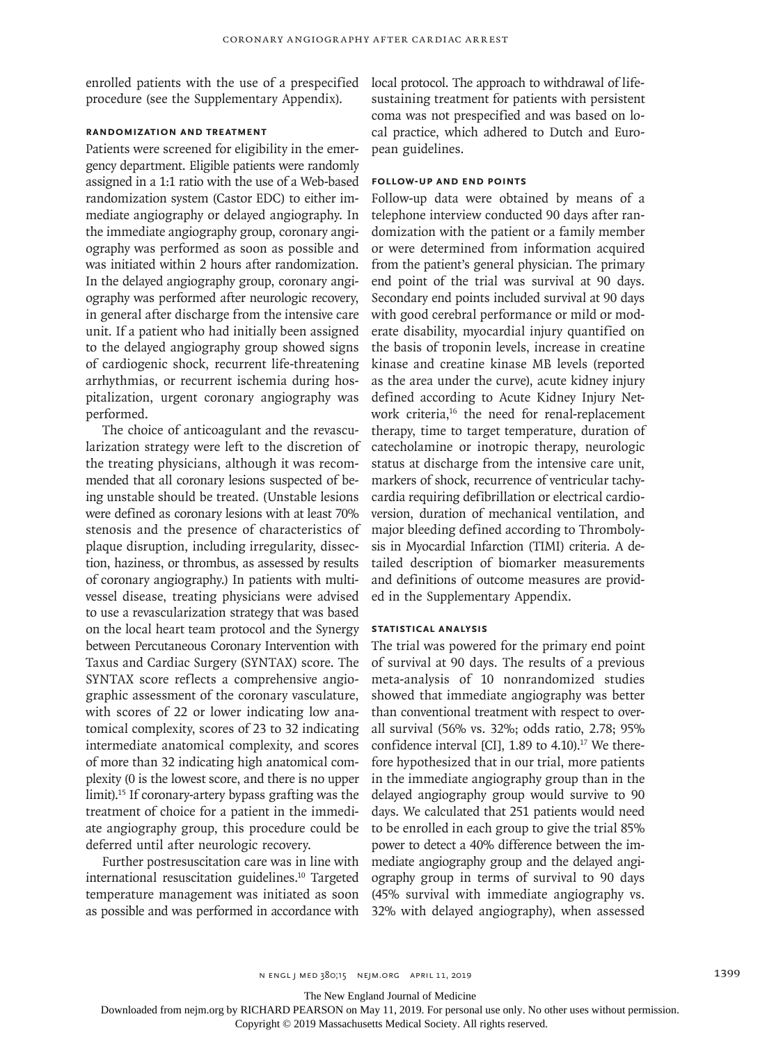enrolled patients with the use of a prespecified procedure (see the Supplementary Appendix).

### Randomization and Treatment

Patients were screened for eligibility in the emergency department. Eligible patients were randomly assigned in a 1:1 ratio with the use of a Web-based randomization system (Castor EDC) to either immediate angiography or delayed angiography. In the immediate angiography group, coronary angiography was performed as soon as possible and was initiated within 2 hours after randomization. In the delayed angiography group, coronary angiography was performed after neurologic recovery, in general after discharge from the intensive care unit. If a patient who had initially been assigned to the delayed angiography group showed signs of cardiogenic shock, recurrent life-threatening arrhythmias, or recurrent ischemia during hospitalization, urgent coronary angiography was performed.

The choice of anticoagulant and the revascularization strategy were left to the discretion of the treating physicians, although it was recommended that all coronary lesions suspected of being unstable should be treated. (Unstable lesions were defined as coronary lesions with at least 70% stenosis and the presence of characteristics of plaque disruption, including irregularity, dissection, haziness, or thrombus, as assessed by results of coronary angiography.) In patients with multivessel disease, treating physicians were advised to use a revascularization strategy that was based on the local heart team protocol and the Synergy between Percutaneous Coronary Intervention with Taxus and Cardiac Surgery (SYNTAX) score. The SYNTAX score reflects a comprehensive angiographic assessment of the coronary vasculature, with scores of 22 or lower indicating low anatomical complexity, scores of 23 to 32 indicating intermediate anatomical complexity, and scores of more than 32 indicating high anatomical complexity (0 is the lowest score, and there is no upper limit).[15] If coronary-artery bypass grafting was the treatment of choice for a patient in the immediate angiography group, this procedure could be deferred until after neurologic recovery.

Further postresuscitation care was in line with international resuscitation guidelines.[10] Targeted temperature management was initiated as soon as possible and was performed in accordance with local protocol. The approach to withdrawal of life-sustaining treatment for patients with persistent coma was not prespecified and was based on local practice, which adhered to Dutch and European guidelines.

### Follow-up and End Points

Follow-up data were obtained by means of a telephone interview conducted 90 days after randomization with the patient or a family member or were determined from information acquired from the patient's general physician. The primary end point of the trial was survival at 90 days. Secondary end points included survival at 90 days with good cerebral performance or mild or moderate disability, myocardial injury quantified on the basis of troponin levels, increase in creatine kinase and creatine kinase MB levels (reported as the area under the curve), acute kidney injury defined according to Acute Kidney Injury Network criteria,[16] the need for renal-replacement therapy, time to target temperature, duration of catecholamine or inotropic therapy, neurologic status at discharge from the intensive care unit, markers of shock, recurrence of ventricular tachycardia requiring defibrillation or electrical cardioversion, duration of mechanical ventilation, and major bleeding defined according to Thrombolysis in Myocardial Infarction (TIMI) criteria. A detailed description of biomarker measurements and definitions of outcome measures are provided in the Supplementary Appendix.

### Statistical Analysis

The trial was powered for the primary end point of survival at 90 days. The results of a previous meta-analysis of 10 nonrandomized studies showed that immediate angiography was better than conventional treatment with respect to overall survival (56% vs. 32%; odds ratio, 2.78; 95% confidence interval [CI], 1.89 to 4.10).[17] We therefore hypothesized that in our trial, more patients in the immediate angiography group than in the delayed angiography group would survive to 90 days. We calculated that 251 patients would need to be enrolled in each group to give the trial 85% power to detect a 40% difference between the immediate angiography group and the delayed angiography group in terms of survival to 90 days (45% survival with immediate angiography vs. 32% with delayed angiography), when assessed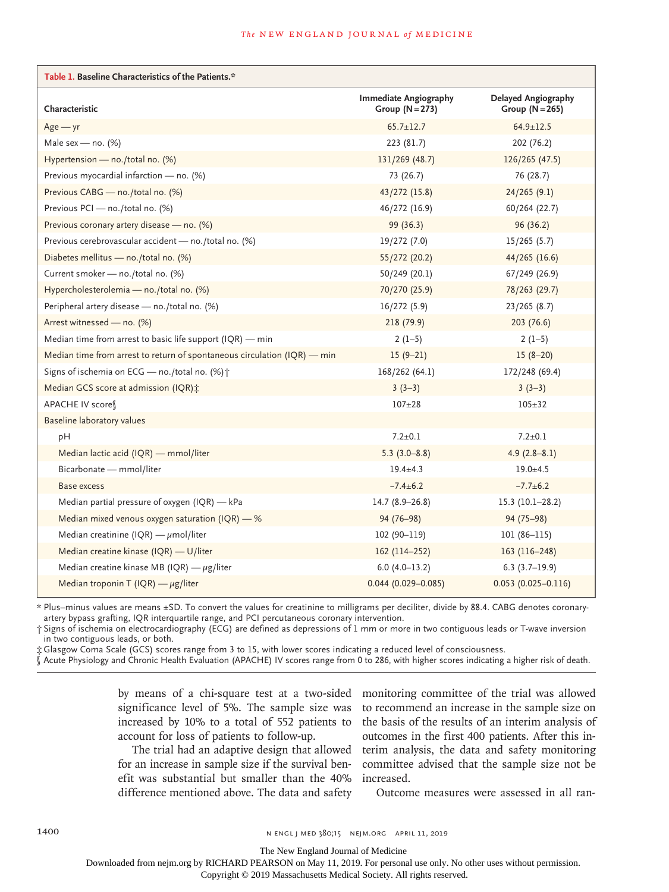**Table 1. Baseline Characteristics of the Patients.***

| Characteristic | Immediate Angiography Group (N=273) | Delayed Angiography Group (N=265) |
|---|---|---|
| Age — yr | 65.7±12.7 | 64.9±12.5 |
| Male sex — no. (%) | 223 (81.7) | 202 (76.2) |
| Hypertension — no./total no. (%) | 131/269 (48.7) | 126/265 (47.5) |
| Previous myocardial infarction — no. (%) | 73 (26.7) | 76 (28.7) |
| Previous CABG — no./total no. (%) | 43/272 (15.8) | 24/265 (9.1) |
| Previous PCI — no./total no. (%) | 46/272 (16.9) | 60/264 (22.7) |
| Previous coronary artery disease — no. (%) | 99 (36.3) | 96 (36.2) |
| Previous cerebrovascular accident — no./total no. (%) | 19/272 (7.0) | 15/265 (5.7) |
| Diabetes mellitus — no./total no. (%) | 55/272 (20.2) | 44/265 (16.6) |
| Current smoker — no./total no. (%) | 50/249 (20.1) | 67/249 (26.9) |
| Hypercholesterolemia — no./total no. (%) | 70/270 (25.9) | 78/263 (29.7) |
| Peripheral artery disease — no./total no. (%) | 16/272 (5.9) | 23/265 (8.7) |
| Arrest witnessed — no. (%) | 218 (79.9) | 203 (76.6) |
| Median time from arrest to basic life support (IQR) — min | 2 (1–5) | 2 (1–5) |
| Median time from arrest to return of spontaneous circulation (IQR) — min | 15 (9–21) | 15 (8–20) |
| Signs of ischemia on ECG — no./total no. (%)† | 168/262 (64.1) | 172/248 (69.4) |
| Median GCS score at admission (IQR)‡ | 3 (3–3) | 3 (3–3) |
| APACHE IV score§ | 107±28 | 105±32 |
| Baseline laboratory values | | |
| pH | 7.2±0.1 | 7.2±0.1 |
| Median lactic acid (IQR) — mmol/liter | 5.3 (3.0–8.8) | 4.9 (2.8–8.1) |
| Bicarbonate — mmol/liter | 19.4±4.3 | 19.0±4.5 |
| Base excess | −7.4±6.2 | −7.7±6.2 |
| Median partial pressure of oxygen (IQR) — kPa | 14.7 (8.9–26.8) | 15.3 (10.1–28.2) |
| Median mixed venous oxygen saturation (IQR) — % | 94 (76–98) | 94 (75–98) |
| Median creatinine (IQR) — μmol/liter | 102 (90–119) | 101 (86–115) |
| Median creatine kinase (IQR) — U/liter | 162 (114–252) | 163 (116–248) |
| Median creatine kinase MB (IQR) — μg/liter | 6.0 (4.0–13.2) | 6.3 (3.7–19.9) |
| Median troponin T (IQR) — μg/liter | 0.044 (0.029–0.085) | 0.053 (0.025–0.116) |

\* Plus–minus values are means ±SD. To convert the values for creatinine to milligrams per deciliter, divide by 88.4. CABG denotes coronary-artery bypass grafting, IQR interquartile range, and PCI percutaneous coronary intervention.

† Signs of ischemia on electrocardiography (ECG) are defined as depressions of 1 mm or more in two contiguous leads or T-wave inversion in two contiguous leads, or both.

‡ Glasgow Coma Scale (GCS) scores range from 3 to 15, with lower scores indicating a reduced level of consciousness.

§ Acute Physiology and Chronic Health Evaluation (APACHE) IV scores range from 0 to 286, with higher scores indicating a higher risk of death.

by means of a chi-square test at a two-sided significance level of 5%. The sample size was increased by 10% to a total of 552 patients to account for loss of patients to follow-up.

The trial had an adaptive design that allowed for an increase in sample size if the survival benefit was substantial but smaller than the 40% difference mentioned above. The data and safety monitoring committee of the trial was allowed to recommend an increase in the sample size on the basis of the results of an interim analysis of outcomes in the first 400 patients. After this interim analysis, the data and safety monitoring committee advised that the sample size not be increased.

Outcome measures were assessed in all ran-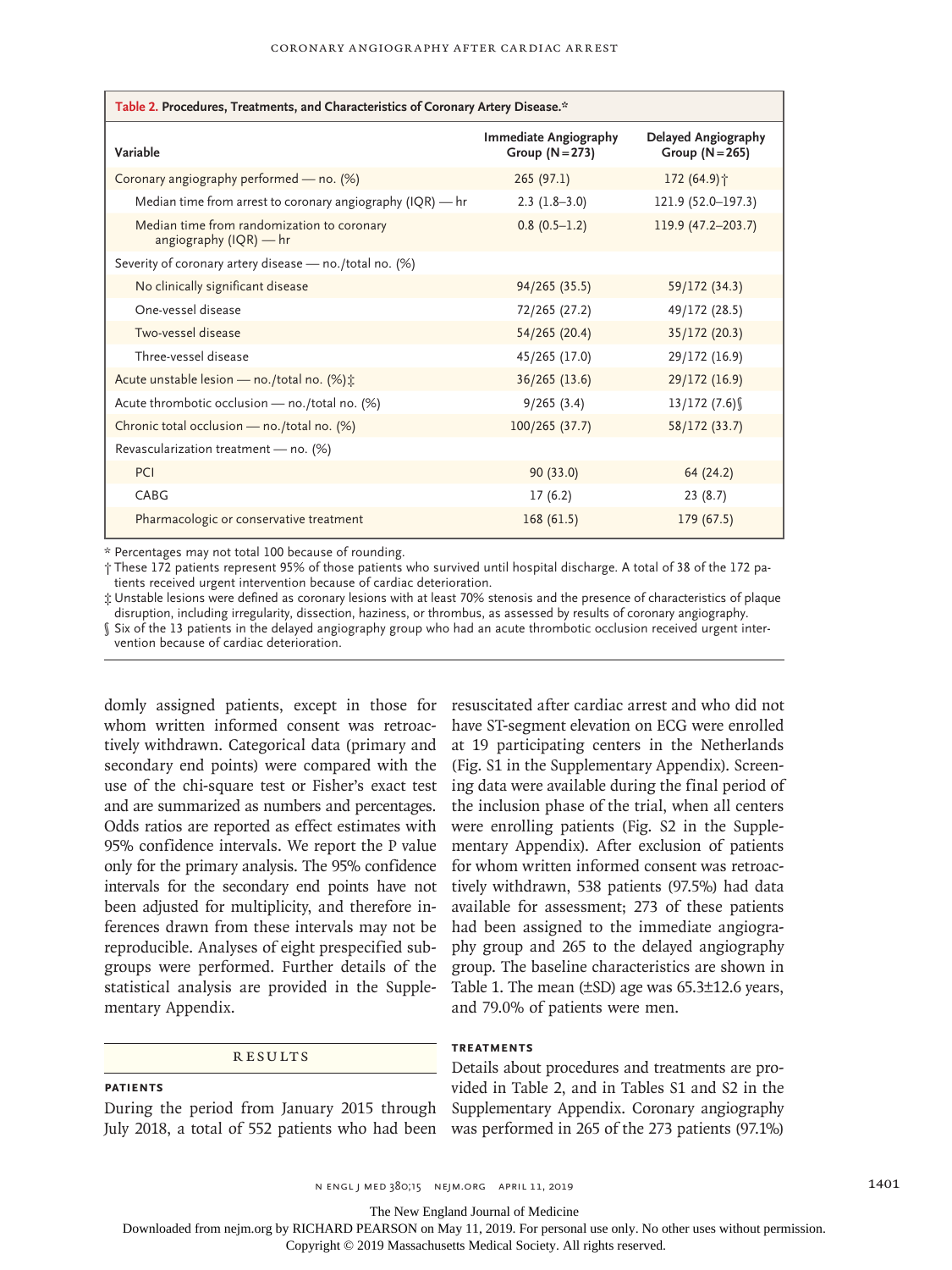**Table 2. Procedures, Treatments, and Characteristics of Coronary Artery Disease.***

| Variable | Immediate Angiography Group (N=273) | Delayed Angiography Group (N=265) |
|---|---|---|
| Coronary angiography performed — no. (%) | 265 (97.1) | 172 (64.9)† |
| Median time from arrest to coronary angiography (IQR) — hr | 2.3 (1.8–3.0) | 121.9 (52.0–197.3) |
| Median time from randomization to coronary angiography (IQR) — hr | 0.8 (0.5–1.2) | 119.9 (47.2–203.7) |
| Severity of coronary artery disease — no./total no. (%) | | |
| No clinically significant disease | 94/265 (35.5) | 59/172 (34.3) |
| One-vessel disease | 72/265 (27.2) | 49/172 (28.5) |
| Two-vessel disease | 54/265 (20.4) | 35/172 (20.3) |
| Three-vessel disease | 45/265 (17.0) | 29/172 (16.9) |
| Acute unstable lesion — no./total no. (%)‡ | 36/265 (13.6) | 29/172 (16.9) |
| Acute thrombotic occlusion — no./total no. (%) | 9/265 (3.4) | 13/172 (7.6)§ |
| Chronic total occlusion — no./total no. (%) | 100/265 (37.7) | 58/172 (33.7) |
| Revascularization treatment — no. (%) | | |
| PCI | 90 (33.0) | 64 (24.2) |
| CABG | 17 (6.2) | 23 (8.7) |
| Pharmacologic or conservative treatment | 168 (61.5) | 179 (67.5) |

\* Percentages may not total 100 because of rounding.

† These 172 patients represent 95% of those patients who survived until hospital discharge. A total of 38 of the 172 patients received urgent intervention because of cardiac deterioration.

‡ Unstable lesions were defined as coronary lesions with at least 70% stenosis and the presence of characteristics of plaque disruption, including irregularity, dissection, haziness, or thrombus, as assessed by results of coronary angiography.

§ Six of the 13 patients in the delayed angiography group who had an acute thrombotic occlusion received urgent intervention because of cardiac deterioration.

domly assigned patients, except in those for whom written informed consent was retroactively withdrawn. Categorical data (primary and secondary end points) were compared with the use of the chi-square test or Fisher's exact test and are summarized as numbers and percentages. Odds ratios are reported as effect estimates with 95% confidence intervals. We report the P value only for the primary analysis. The 95% confidence intervals for the secondary end points have not been adjusted for multiplicity, and therefore inferences drawn from these intervals may not be reproducible. Analyses of eight prespecified subgroups were performed. Further details of the statistical analysis are provided in the Supplementary Appendix.

## RESULTS

### PATIENTS

During the period from January 2015 through July 2018, a total of 552 patients who had been resuscitated after cardiac arrest and who did not have ST-segment elevation on ECG were enrolled at 19 participating centers in the Netherlands (Fig. S1 in the Supplementary Appendix). Screening data were available during the final period of the inclusion phase of the trial, when all centers were enrolling patients (Fig. S2 in the Supplementary Appendix). After exclusion of patients for whom written informed consent was retroactively withdrawn, 538 patients (97.5%) had data available for assessment; 273 of these patients had been assigned to the immediate angiography group and 265 to the delayed angiography group. The baseline characteristics are shown in Table 1. The mean (±SD) age was 65.3±12.6 years, and 79.0% of patients were men.

### TREATMENTS

Details about procedures and treatments are provided in Table 2, and in Tables S1 and S2 in the Supplementary Appendix. Coronary angiography was performed in 265 of the 273 patients (97.1%)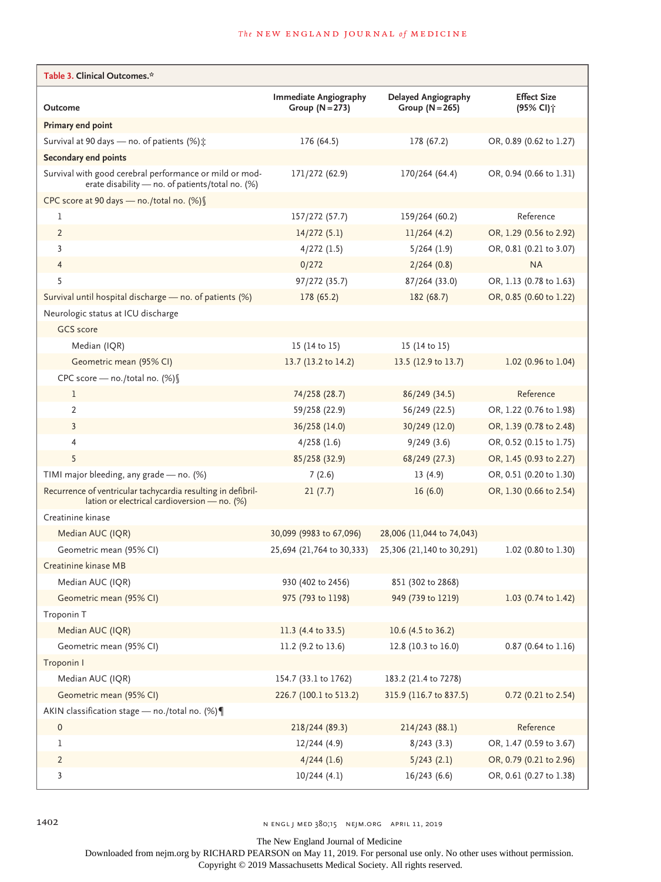| **Table 3. Clinical Outcomes.*** | | | |
|---|---|---|---|
| **Outcome** | **Immediate Angiography Group (N=273)** | **Delayed Angiography Group (N=265)** | **Effect Size (95% CI)†** |
| **Primary end point** | | | |
| Survival at 90 days — no. of patients (%)‡ | 176 (64.5) | 178 (67.2) | OR, 0.89 (0.62 to 1.27) |
| **Secondary end points** | | | |
| Survival with good cerebral performance or mild or moderate disability — no. of patients/total no. (%) | 171/272 (62.9) | 170/264 (64.4) | OR, 0.94 (0.66 to 1.31) |
| CPC score at 90 days — no./total no. (%)§ | | | |
| 1 | 157/272 (57.7) | 159/264 (60.2) | Reference |
| 2 | 14/272 (5.1) | 11/264 (4.2) | OR, 1.29 (0.56 to 2.92) |
| 3 | 4/272 (1.5) | 5/264 (1.9) | OR, 0.81 (0.21 to 3.07) |
| 4 | 0/272 | 2/264 (0.8) | NA |
| 5 | 97/272 (35.7) | 87/264 (33.0) | OR, 1.13 (0.78 to 1.63) |
| Survival until hospital discharge — no. of patients (%) | 178 (65.2) | 182 (68.7) | OR, 0.85 (0.60 to 1.22) |
| Neurologic status at ICU discharge | | | |
| GCS score | | | |
| Median (IQR) | 15 (14 to 15) | 15 (14 to 15) | |
| Geometric mean (95% CI) | 13.7 (13.2 to 14.2) | 13.5 (12.9 to 13.7) | 1.02 (0.96 to 1.04) |
| CPC score — no./total no. (%)§ | | | |
| 1 | 74/258 (28.7) | 86/249 (34.5) | Reference |
| 2 | 59/258 (22.9) | 56/249 (22.5) | OR, 1.22 (0.76 to 1.98) |
| 3 | 36/258 (14.0) | 30/249 (12.0) | OR, 1.39 (0.78 to 2.48) |
| 4 | 4/258 (1.6) | 9/249 (3.6) | OR, 0.52 (0.15 to 1.75) |
| 5 | 85/258 (32.9) | 68/249 (27.3) | OR, 1.45 (0.93 to 2.27) |
| TIMI major bleeding, any grade — no. (%) | 7 (2.6) | 13 (4.9) | OR, 0.51 (0.20 to 1.30) |
| Recurrence of ventricular tachycardia resulting in defibrillation or electrical cardioversion — no. (%) | 21 (7.7) | 16 (6.0) | OR, 1.30 (0.66 to 2.54) |
| Creatinine kinase | | | |
| Median AUC (IQR) | 30,099 (9983 to 67,096) | 28,006 (11,044 to 74,043) | |
| Geometric mean (95% CI) | 25,694 (21,764 to 30,333) | 25,306 (21,140 to 30,291) | 1.02 (0.80 to 1.30) |
| Creatinine kinase MB | | | |
| Median AUC (IQR) | 930 (402 to 2456) | 851 (302 to 2868) | |
| Geometric mean (95% CI) | 975 (793 to 1198) | 949 (739 to 1219) | 1.03 (0.74 to 1.42) |
| Troponin T | | | |
| Median AUC (IQR) | 11.3 (4.4 to 33.5) | 10.6 (4.5 to 36.2) | |
| Geometric mean (95% CI) | 11.2 (9.2 to 13.6) | 12.8 (10.3 to 16.0) | 0.87 (0.64 to 1.16) |
| Troponin I | | | |
| Median AUC (IQR) | 154.7 (33.1 to 1762) | 183.2 (21.4 to 7278) | |
| Geometric mean (95% CI) | 226.7 (100.1 to 513.2) | 315.9 (116.7 to 837.5) | 0.72 (0.21 to 2.54) |
| AKIN classification stage — no./total no. (%)¶ | | | |
| 0 | 218/244 (89.3) | 214/243 (88.1) | Reference |
| 1 | 12/244 (4.9) | 8/243 (3.3) | OR, 1.47 (0.59 to 3.67) |
| 2 | 4/244 (1.6) | 5/243 (2.1) | OR, 0.79 (0.21 to 2.96) |
| 3 | 10/244 (4.1) | 16/243 (6.6) | OR, 0.61 (0.27 to 1.38) |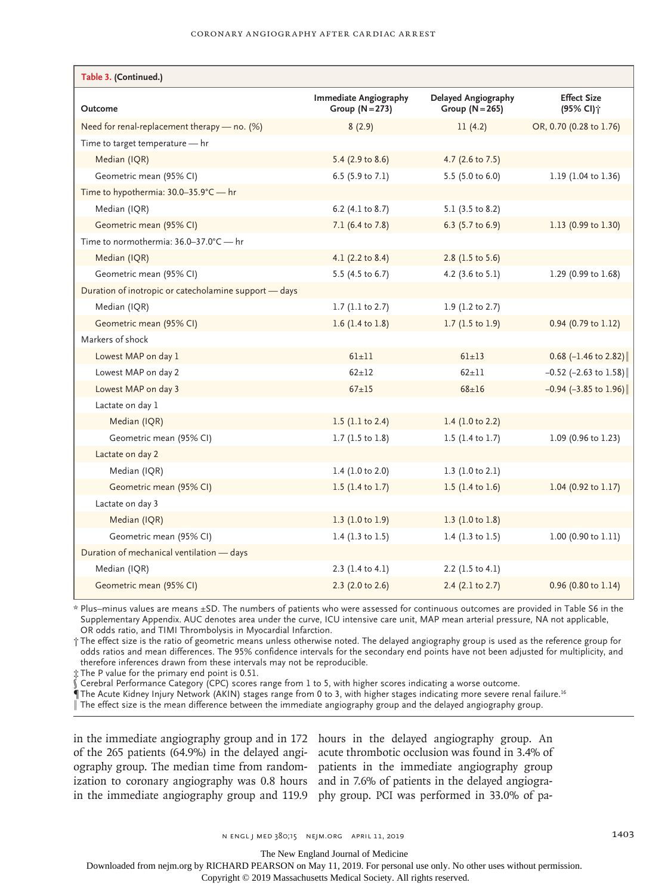**Table 3. (Continued.)**

| Outcome | Immediate Angiography Group (N=273) | Delayed Angiography Group (N=265) | Effect Size (95% CI)† |
|---|---|---|---|
| Need for renal-replacement therapy — no. (%) | 8 (2.9) | 11 (4.2) | OR, 0.70 (0.28 to 1.76) |
| Time to target temperature — hr | | | |
| Median (IQR) | 5.4 (2.9 to 8.6) | 4.7 (2.6 to 7.5) | |
| Geometric mean (95% CI) | 6.5 (5.9 to 7.1) | 5.5 (5.0 to 6.0) | 1.19 (1.04 to 1.36) |
| Time to hypothermia: 30.0–35.9°C — hr | | | |
| Median (IQR) | 6.2 (4.1 to 8.7) | 5.1 (3.5 to 8.2) | |
| Geometric mean (95% CI) | 7.1 (6.4 to 7.8) | 6.3 (5.7 to 6.9) | 1.13 (0.99 to 1.30) |
| Time to normothermia: 36.0–37.0°C — hr | | | |
| Median (IQR) | 4.1 (2.2 to 8.4) | 2.8 (1.5 to 5.6) | |
| Geometric mean (95% CI) | 5.5 (4.5 to 6.7) | 4.2 (3.6 to 5.1) | 1.29 (0.99 to 1.68) |
| Duration of inotropic or catecholamine support — days | | | |
| Median (IQR) | 1.7 (1.1 to 2.7) | 1.9 (1.2 to 2.7) | |
| Geometric mean (95% CI) | 1.6 (1.4 to 1.8) | 1.7 (1.5 to 1.9) | 0.94 (0.79 to 1.12) |
| Markers of shock | | | |
| Lowest MAP on day 1 | 61±11 | 61±13 | 0.68 (−1.46 to 2.82)‖ |
| Lowest MAP on day 2 | 62±12 | 62±11 | −0.52 (−2.63 to 1.58)‖ |
| Lowest MAP on day 3 | 67±15 | 68±16 | −0.94 (−3.85 to 1.96)‖ |
| Lactate on day 1 | | | |
| Median (IQR) | 1.5 (1.1 to 2.4) | 1.4 (1.0 to 2.2) | |
| Geometric mean (95% CI) | 1.7 (1.5 to 1.8) | 1.5 (1.4 to 1.7) | 1.09 (0.96 to 1.23) |
| Lactate on day 2 | | | |
| Median (IQR) | 1.4 (1.0 to 2.0) | 1.3 (1.0 to 2.1) | |
| Geometric mean (95% CI) | 1.5 (1.4 to 1.7) | 1.5 (1.4 to 1.6) | 1.04 (0.92 to 1.17) |
| Lactate on day 3 | | | |
| Median (IQR) | 1.3 (1.0 to 1.9) | 1.3 (1.0 to 1.8) | |
| Geometric mean (95% CI) | 1.4 (1.3 to 1.5) | 1.4 (1.3 to 1.5) | 1.00 (0.90 to 1.11) |
| Duration of mechanical ventilation — days | | | |
| Median (IQR) | 2.3 (1.4 to 4.1) | 2.2 (1.5 to 4.1) | |
| Geometric mean (95% CI) | 2.3 (2.0 to 2.6) | 2.4 (2.1 to 2.7) | 0.96 (0.80 to 1.14) |

\* Plus–minus values are means ±SD. The numbers of patients who were assessed for continuous outcomes are provided in Table S6 in the Supplementary Appendix. AUC denotes area under the curve, ICU intensive care unit, MAP mean arterial pressure, NA not applicable, OR odds ratio, and TIMI Thrombolysis in Myocardial Infarction.

† The effect size is the ratio of geometric means unless otherwise noted. The delayed angiography group is used as the reference group for odds ratios and mean differences. The 95% confidence intervals for the secondary end points have not been adjusted for multiplicity, and therefore inferences drawn from these intervals may not be reproducible.

‡ The P value for the primary end point is 0.51.

§ Cerebral Performance Category (CPC) scores range from 1 to 5, with higher scores indicating a worse outcome.

¶ The Acute Kidney Injury Network (AKIN) stages range from 0 to 3, with higher stages indicating more severe renal failure.[16]

‖ The effect size is the mean difference between the immediate angiography group and the delayed angiography group.

in the immediate angiography group and in 172 of the 265 patients (64.9%) in the delayed angiography group. The median time from randomization to coronary angiography was 0.8 hours in the immediate angiography group and 119.9 hours in the delayed angiography group. An acute thrombotic occlusion was found in 3.4% of patients in the immediate angiography group and in 7.6% of patients in the delayed angiography group. PCI was performed in 33.0% of pa-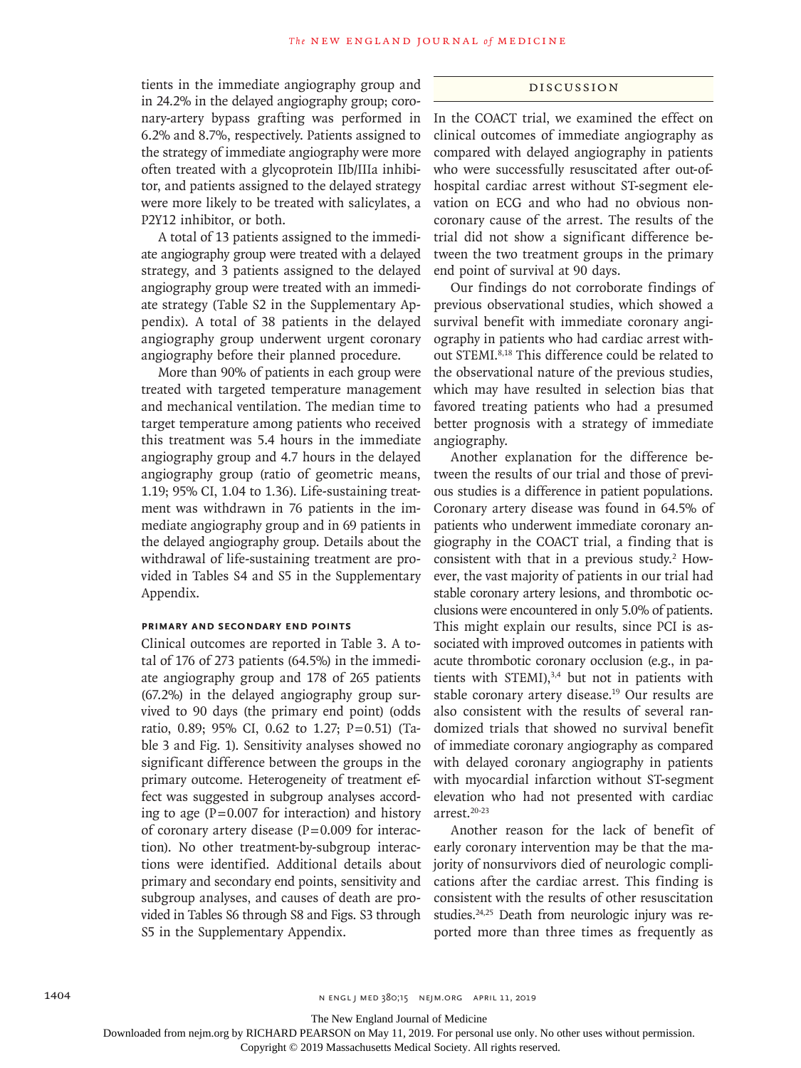tients in the immediate angiography group and in 24.2% in the delayed angiography group; coronary-artery bypass grafting was performed in 6.2% and 8.7%, respectively. Patients assigned to the strategy of immediate angiography were more often treated with a glycoprotein IIb/IIIa inhibitor, and patients assigned to the delayed strategy were more likely to be treated with salicylates, a P2Y12 inhibitor, or both.

A total of 13 patients assigned to the immediate angiography group were treated with a delayed strategy, and 3 patients assigned to the delayed angiography group were treated with an immediate strategy (Table S2 in the Supplementary Appendix). A total of 38 patients in the delayed angiography group underwent urgent coronary angiography before their planned procedure.

More than 90% of patients in each group were treated with targeted temperature management and mechanical ventilation. The median time to target temperature among patients who received this treatment was 5.4 hours in the immediate angiography group and 4.7 hours in the delayed angiography group (ratio of geometric means, 1.19; 95% CI, 1.04 to 1.36). Life-sustaining treatment was withdrawn in 76 patients in the immediate angiography group and in 69 patients in the delayed angiography group. Details about the withdrawal of life-sustaining treatment are provided in Tables S4 and S5 in the Supplementary Appendix.

### Primary and Secondary End Points

Clinical outcomes are reported in Table 3. A total of 176 of 273 patients (64.5%) in the immediate angiography group and 178 of 265 patients (67.2%) in the delayed angiography group survived to 90 days (the primary end point) (odds ratio, 0.89; 95% CI, 0.62 to 1.27; P=0.51) (Table 3 and Fig. 1). Sensitivity analyses showed no significant difference between the groups in the primary outcome. Heterogeneity of treatment effect was suggested in subgroup analyses according to age (P=0.007 for interaction) and history of coronary artery disease (P=0.009 for interaction). No other treatment-by-subgroup interactions were identified. Additional details about primary and secondary end points, sensitivity and subgroup analyses, and causes of death are provided in Tables S6 through S8 and Figs. S3 through S5 in the Supplementary Appendix.

## Discussion

In the COACT trial, we examined the effect on clinical outcomes of immediate angiography as compared with delayed angiography in patients who were successfully resuscitated after out-of-hospital cardiac arrest without ST-segment elevation on ECG and who had no obvious noncoronary cause of the arrest. The results of the trial did not show a significant difference between the two treatment groups in the primary end point of survival at 90 days.

Our findings do not corroborate findings of previous observational studies, which showed a survival benefit with immediate coronary angiography in patients who had cardiac arrest without STEMI.[8,18] This difference could be related to the observational nature of the previous studies, which may have resulted in selection bias that favored treating patients who had a presumed better prognosis with a strategy of immediate angiography.

Another explanation for the difference between the results of our trial and those of previous studies is a difference in patient populations. Coronary artery disease was found in 64.5% of patients who underwent immediate coronary angiography in the COACT trial, a finding that is consistent with that in a previous study.[2] However, the vast majority of patients in our trial had stable coronary artery lesions, and thrombotic occlusions were encountered in only 5.0% of patients. This might explain our results, since PCI is associated with improved outcomes in patients with acute thrombotic coronary occlusion (e.g., in patients with STEMI),[3,4] but not in patients with stable coronary artery disease.[19] Our results are also consistent with the results of several randomized trials that showed no survival benefit of immediate coronary angiography as compared with delayed coronary angiography in patients with myocardial infarction without ST-segment elevation who had not presented with cardiac arrest.[20-23]

Another reason for the lack of benefit of early coronary intervention may be that the majority of nonsurvivors died of neurologic complications after the cardiac arrest. This finding is consistent with the results of other resuscitation studies.[24,25] Death from neurologic injury was reported more than three times as frequently as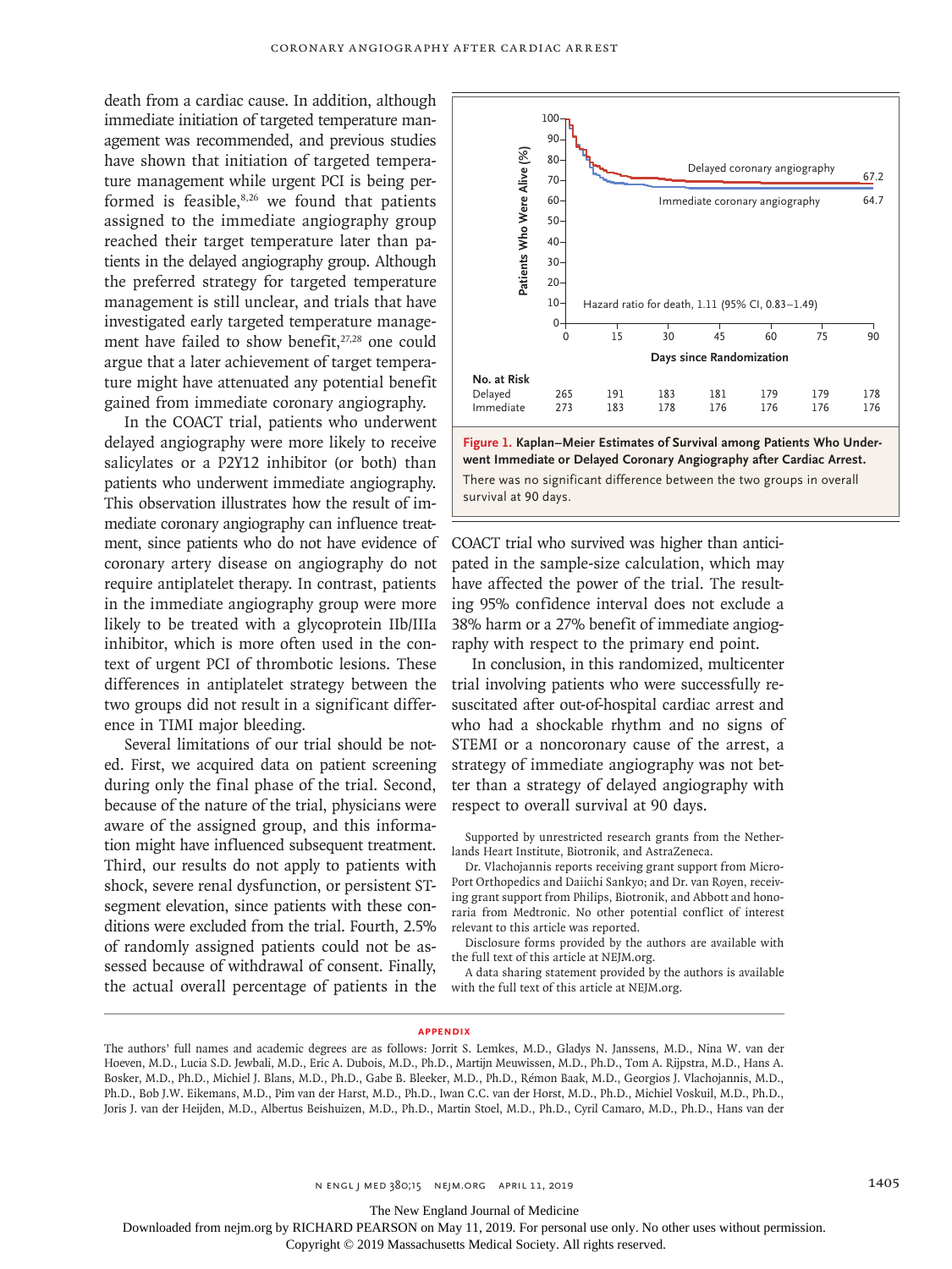death from a cardiac cause. In addition, although immediate initiation of targeted temperature management was recommended, and previous studies have shown that initiation of targeted temperature management while urgent PCI is being performed is feasible,[8,26] we found that patients assigned to the immediate angiography group reached their target temperature later than patients in the delayed angiography group. Although the preferred strategy for targeted temperature management is still unclear, and trials that have investigated early targeted temperature management have failed to show benefit,[27,28] one could argue that a later achievement of target temperature might have attenuated any potential benefit gained from immediate coronary angiography.

In the COACT trial, patients who underwent delayed angiography were more likely to receive salicylates or a P2Y12 inhibitor (or both) than patients who underwent immediate angiography. This observation illustrates how the result of immediate coronary angiography can influence treatment, since patients who do not have evidence of coronary artery disease on angiography do not require antiplatelet therapy. In contrast, patients in the immediate angiography group were more likely to be treated with a glycoprotein IIb/IIIa inhibitor, which is more often used in the context of urgent PCI of thrombotic lesions. These differences in antiplatelet strategy between the two groups did not result in a significant difference in TIMI major bleeding.

Several limitations of our trial should be noted. First, we acquired data on patient screening during only the final phase of the trial. Second, because of the nature of the trial, physicians were aware of the assigned group, and this information might have influenced subsequent treatment. Third, our results do not apply to patients with shock, severe renal dysfunction, or persistent ST-segment elevation, since patients with these conditions were excluded from the trial. Fourth, 2.5% of randomly assigned patients could not be assessed because of withdrawal of consent. Finally, the actual overall percentage of patients in the COACT trial who survived was higher than anticipated in the sample-size calculation, which may have affected the power of the trial. The resulting 95% confidence interval does not exclude a 38% harm or a 27% benefit of immediate angiography with respect to the primary end point.

In conclusion, in this randomized, multicenter trial involving patients who were successfully resuscitated after out-of-hospital cardiac arrest and who had a shockable rhythm and no signs of STEMI or a noncoronary cause of the arrest, a strategy of immediate angiography was not better than a strategy of delayed angiography with respect to overall survival at 90 days.

Hazard ratio for death, 1.11 (95% CI, 0.83–1.49)

| No. at Risk | 0 | 15 | 30 | 45 | 60 | 75 | 90 |
|---|---|---|---|---|---|---|---|
| Delayed | 265 | 191 | 183 | 181 | 179 | 179 | 178 |
| Immediate | 273 | 183 | 178 | 176 | 176 | 176 | 176 |

**Figure 1. Kaplan–Meier Estimates of Survival among Patients Who Underwent Immediate or Delayed Coronary Angiography after Cardiac Arrest.** There was no significant difference between the two groups in overall survival at 90 days.

Supported by unrestricted research grants from the Netherlands Heart Institute, Biotronik, and AstraZeneca.

Dr. Vlachojannis reports receiving grant support from MicroPort Orthopedics and Daiichi Sankyo; and Dr. van Royen, receiving grant support from Philips, Biotronik, and Abbott and honoraria from Medtronic. No other potential conflict of interest relevant to this article was reported.

Disclosure forms provided by the authors are available with the full text of this article at NEJM.org.

A data sharing statement provided by the authors is available with the full text of this article at NEJM.org.

## APPENDIX

The authors' full names and academic degrees are as follows: Jorrit S. Lemkes, M.D., Gladys N. Janssens, M.D., Nina W. van der Hoeven, M.D., Lucia S.D. Jewbali, M.D., Eric A. Dubois, M.D., Ph.D., Martijn Meuwissen, M.D., Ph.D., Tom A. Rijpstra, M.D., Hans A. Bosker, M.D., Ph.D., Michiel J. Blans, M.D., Ph.D., Gabe B. Bleeker, M.D., Ph.D., Rémon Baak, M.D., Georgios J. Vlachojannis, M.D., Ph.D., Bob J.W. Eikemans, M.D., Pim van der Harst, M.D., Ph.D., Iwan C.C. van der Horst, M.D., Ph.D., Michiel Voskuil, M.D., Ph.D., Joris J. van der Heijden, M.D., Albertus Beishuizen, M.D., Ph.D., Martin Stoel, M.D., Ph.D., Cyril Camaro, M.D., Ph.D., Hans van der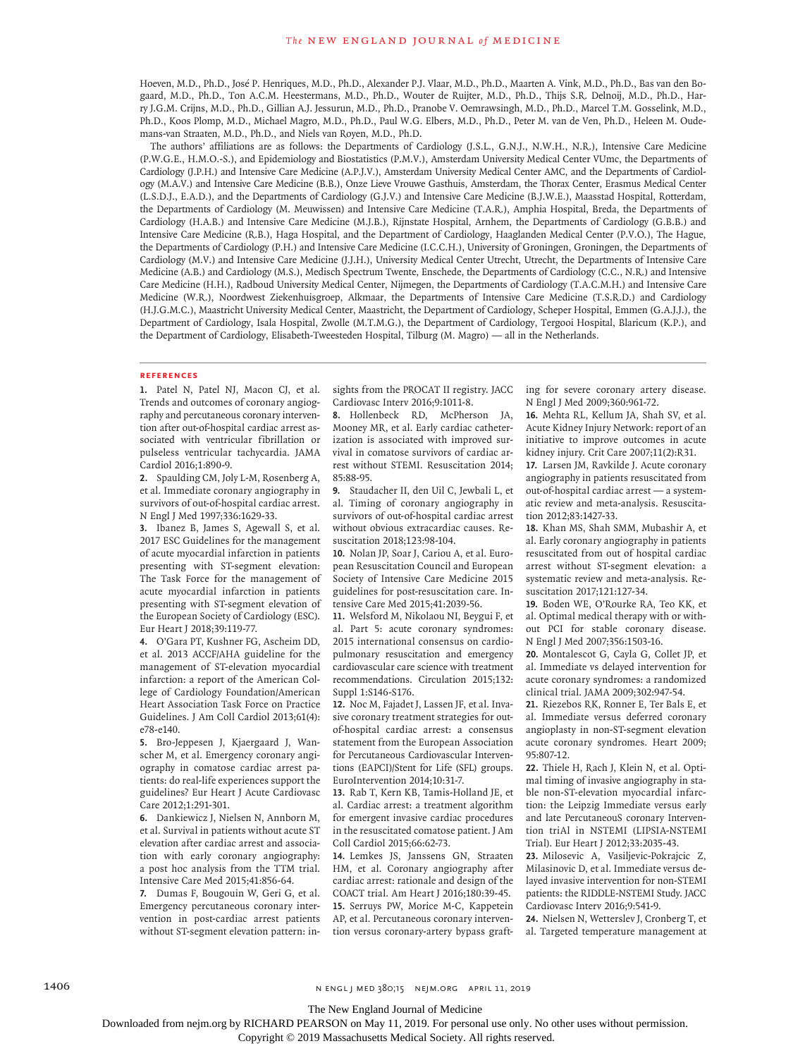Hoeven, M.D., Ph.D., José P. Henriques, M.D., Ph.D., Alexander P.J. Vlaar, M.D., Ph.D., Maarten A. Vink, M.D., Ph.D., Bas van den Bogaard, M.D., Ph.D., Ton A.C.M. Heestermans, M.D., Ph.D., Wouter de Ruijter, M.D., Ph.D., Thijs S.R. Delnoij, M.D., Ph.D., Harry J.G.M. Crijns, M.D., Ph.D., Gillian A.J. Jessurun, M.D., Ph.D., Pranobe V. Oemrawsingh, M.D., Ph.D., Marcel T.M. Gosselink, M.D., Ph.D., Koos Plomp, M.D., Michael Magro, M.D., Ph.D., Paul W.G. Elbers, M.D., Ph.D., Peter M. van de Ven, Ph.D., Heleen M. Oudemans-van Straaten, M.D., Ph.D., and Niels van Royen, M.D., Ph.D.

The authors' affiliations are as follows: the Departments of Cardiology (J.S.L., G.N.J., N.W.H., N.R.), Intensive Care Medicine (P.W.G.E., H.M.O.-S.), and Epidemiology and Biostatistics (P.M.V.), Amsterdam University Medical Center VUmc, the Departments of Cardiology (J.P.H.) and Intensive Care Medicine (A.P.J.V.), Amsterdam University Medical Center AMC, and the Departments of Cardiology (M.A.V.) and Intensive Care Medicine (B.B.), Onze Lieve Vrouwe Gasthuis, Amsterdam, the Thorax Center, Erasmus Medical Center (L.S.D.J., E.A.D.), and the Departments of Cardiology (G.J.V.) and Intensive Care Medicine (B.J.W.E.), Maasstad Hospital, Rotterdam, the Departments of Cardiology (M. Meuwissen) and Intensive Care Medicine (T.A.R.), Amphia Hospital, Breda, the Departments of Cardiology (H.A.B.) and Intensive Care Medicine (M.J.B.), Rijnstate Hospital, Arnhem, the Departments of Cardiology (G.B.B.) and Intensive Care Medicine (R.B.), Haga Hospital, and the Department of Cardiology, Haaglanden Medical Center (P.V.O.), The Hague, the Departments of Cardiology (P.H.) and Intensive Care Medicine (I.C.C.H.), University of Groningen, Groningen, the Departments of Cardiology (M.V.) and Intensive Care Medicine (J.J.H.), University Medical Center Utrecht, Utrecht, the Departments of Intensive Care Medicine (A.B.) and Cardiology (M.S.), Medisch Spectrum Twente, Enschede, the Departments of Cardiology (C.C., N.R.) and Intensive Care Medicine (H.H.), Radboud University Medical Center, Nijmegen, the Departments of Cardiology (T.A.C.M.H.) and Intensive Care Medicine (W.R.), Noordwest Ziekenhuisgroep, Alkmaar, the Departments of Intensive Care Medicine (T.S.R.D.) and Cardiology (H.J.G.M.C.), Maastricht University Medical Center, Maastricht, the Department of Cardiology, Scheper Hospital, Emmen (G.A.J.J.), the Department of Cardiology, Isala Hospital, Zwolle (M.T.M.G.), the Department of Cardiology, Tergooi Hospital, Blaricum (K.P.), and the Department of Cardiology, Elisabeth-Tweesteden Hospital, Tilburg (M. Magro) — all in the Netherlands.

## References

1. Patel N, Patel NJ, Macon CJ, et al. Trends and outcomes of coronary angiography and percutaneous coronary intervention after out-of-hospital cardiac arrest associated with ventricular fibrillation or pulseless ventricular tachycardia. JAMA Cardiol 2016;1:890-9.
2. Spaulding CM, Joly L-M, Rosenberg A, et al. Immediate coronary angiography in survivors of out-of-hospital cardiac arrest. N Engl J Med 1997;336:1629-33.
3. Ibanez B, James S, Agewall S, et al. 2017 ESC Guidelines for the management of acute myocardial infarction in patients presenting with ST-segment elevation: The Task Force for the management of acute myocardial infarction in patients presenting with ST-segment elevation of the European Society of Cardiology (ESC). Eur Heart J 2018;39:119-77.
4. O'Gara PT, Kushner FG, Ascheim DD, et al. 2013 ACCF/AHA guideline for the management of ST-elevation myocardial infarction: a report of the American College of Cardiology Foundation/American Heart Association Task Force on Practice Guidelines. J Am Coll Cardiol 2013;61(4):e78-e140.
5. Bro-Jeppesen J, Kjaergaard J, Wanscher M, et al. Emergency coronary angiography in comatose cardiac arrest patients: do real-life experiences support the guidelines? Eur Heart J Acute Cardiovasc Care 2012;1:291-301.
6. Dankiewicz J, Nielsen N, Annborn M, et al. Survival in patients without acute ST elevation after cardiac arrest and association with early coronary angiography: a post hoc analysis from the TTM trial. Intensive Care Med 2015;41:856-64.
7. Dumas F, Bougouin W, Geri G, et al. Emergency percutaneous coronary intervention in post-cardiac arrest patients without ST-segment elevation pattern: insights from the PROCAT II registry. JACC Cardiovasc Interv 2016;9:1011-8.
8. Hollenbeck RD, McPherson JA, Mooney MR, et al. Early cardiac catheterization is associated with improved survival in comatose survivors of cardiac arrest without STEMI. Resuscitation 2014;85:88-95.
9. Staudacher II, den Uil C, Jewbali L, et al. Timing of coronary angiography in survivors of out-of-hospital cardiac arrest without obvious extracardiac causes. Resuscitation 2018;123:98-104.
10. Nolan JP, Soar J, Cariou A, et al. European Resuscitation Council and European Society of Intensive Care Medicine 2015 guidelines for post-resuscitation care. Intensive Care Med 2015;41:2039-56.
11. Welsford M, Nikolaou NI, Beygui F, et al. Part 5: acute coronary syndromes: 2015 international consensus on cardiopulmonary resuscitation and emergency cardiovascular care science with treatment recommendations. Circulation 2015;132:Suppl 1:S146-S176.
12. Noc M, Fajadet J, Lassen JF, et al. Invasive coronary treatment strategies for out-of-hospital cardiac arrest: a consensus statement from the European Association for Percutaneous Cardiovascular Interventions (EAPCI)/Stent for Life (SFL) groups. EuroIntervention 2014;10:31-7.
13. Rab T, Kern KB, Tamis-Holland JE, et al. Cardiac arrest: a treatment algorithm for emergent invasive cardiac procedures in the resuscitated comatose patient. J Am Coll Cardiol 2015;66:62-73.
14. Lemkes JS, Janssens GN, Straaten HM, et al. Coronary angiography after cardiac arrest: rationale and design of the COACT trial. Am Heart J 2016;180:39-45.
15. Serruys PW, Morice M-C, Kappetein AP, et al. Percutaneous coronary intervention versus coronary-artery bypass grafting for severe coronary artery disease. N Engl J Med 2009;360:961-72.
16. Mehta RL, Kellum JA, Shah SV, et al. Acute Kidney Injury Network: report of an initiative to improve outcomes in acute kidney injury. Crit Care 2007;11(2):R31.
17. Larsen JM, Ravkilde J. Acute coronary angiography in patients resuscitated from out-of-hospital cardiac arrest — a systematic review and meta-analysis. Resuscitation 2012;83:1427-33.
18. Khan MS, Shah SMM, Mubashir A, et al. Early coronary angiography in patients resuscitated from out of hospital cardiac arrest without ST-segment elevation: a systematic review and meta-analysis. Resuscitation 2017;121:127-34.
19. Boden WE, O'Rourke RA, Teo KK, et al. Optimal medical therapy with or without PCI for stable coronary disease. N Engl J Med 2007;356:1503-16.
20. Montalescot G, Cayla G, Collet JP, et al. Immediate vs delayed intervention for acute coronary syndromes: a randomized clinical trial. JAMA 2009;302:947-54.
21. Riezebos RK, Ronner E, Ter Bals E, et al. Immediate versus deferred coronary angioplasty in non-ST-segment elevation acute coronary syndromes. Heart 2009;95:807-12.
22. Thiele H, Rach J, Klein N, et al. Optimal timing of invasive angiography in stable non-ST-elevation myocardial infarction: the Leipzig Immediate versus early and late PercutaneouS coronary Intervention triAl in NSTEMI (LIPSIA-NSTEMI Trial). Eur Heart J 2012;33:2035-43.
23. Milosevic A, Vasiljevic-Pokrajcic Z, Milasinovic D, et al. Immediate versus delayed invasive intervention for non-STEMI patients: the RIDDLE-NSTEMI Study. JACC Cardiovasc Interv 2016;9:541-9.
24. Nielsen N, Wetterslev J, Cronberg T, et al. Targeted temperature management at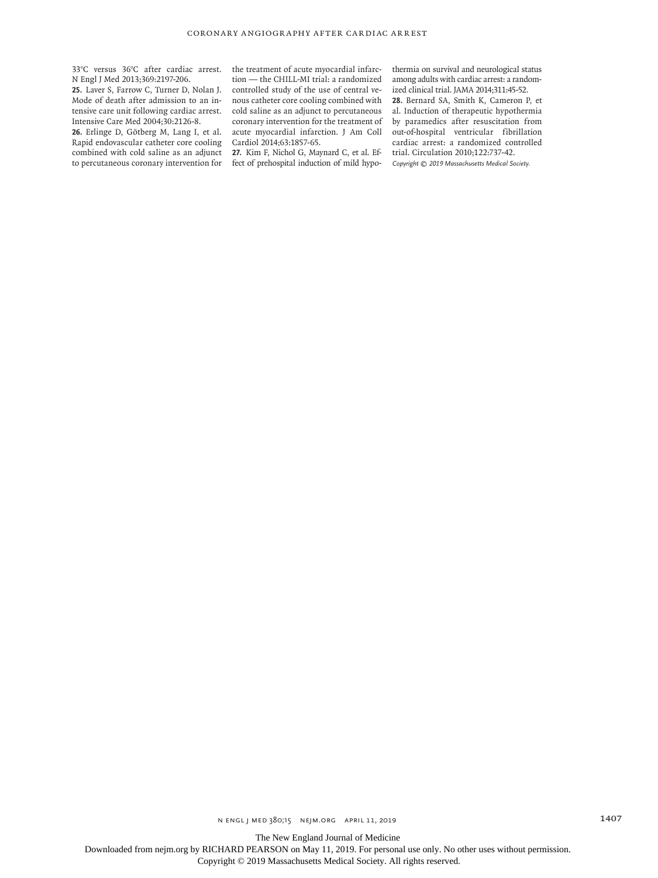33°C versus 36°C after cardiac arrest. N Engl J Med 2013;369:2197-206.

**25.** Laver S, Farrow C, Turner D, Nolan J. Mode of death after admission to an intensive care unit following cardiac arrest. Intensive Care Med 2004;30:2126-8.

**26.** Erlinge D, Götberg M, Lang I, et al. Rapid endovascular catheter core cooling combined with cold saline as an adjunct to percutaneous coronary intervention for the treatment of acute myocardial infarction — the CHILL-MI trial: a randomized controlled study of the use of central venous catheter core cooling combined with cold saline as an adjunct to percutaneous coronary intervention for the treatment of acute myocardial infarction. J Am Coll Cardiol 2014;63:1857-65.

**27.** Kim F, Nichol G, Maynard C, et al. Effect of prehospital induction of mild hypothermia on survival and neurological status among adults with cardiac arrest: a randomized clinical trial. JAMA 2014;311:45-52.

**28.** Bernard SA, Smith K, Cameron P, et al. Induction of therapeutic hypothermia by paramedics after resuscitation from out-of-hospital ventricular fibrillation cardiac arrest: a randomized controlled trial. Circulation 2010;122:737-42.

*Copyright © 2019 Massachusetts Medical Society.*